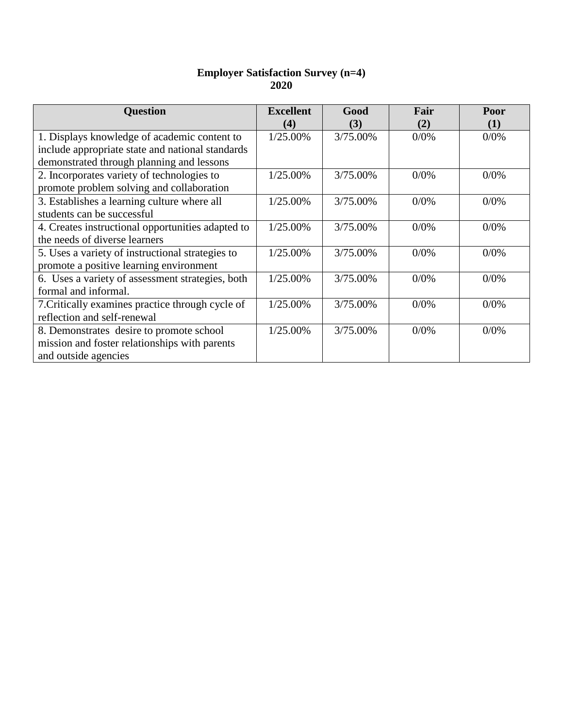**Employer Satisfaction Survey (n=4)**
**2020**

| Question | Excellent (4) | Good (3) | Fair (2) | Poor (1) |
|---|---|---|---|---|
| 1. Displays knowledge of academic content to include appropriate state and national standards demonstrated through planning and lessons | 1/25.00% | 3/75.00% | 0/0% | 0/0% |
| 2. Incorporates variety of technologies to promote problem solving and collaboration | 1/25.00% | 3/75.00% | 0/0% | 0/0% |
| 3. Establishes a learning culture where all students can be successful | 1/25.00% | 3/75.00% | 0/0% | 0/0% |
| 4. Creates instructional opportunities adapted to the needs of diverse learners | 1/25.00% | 3/75.00% | 0/0% | 0/0% |
| 5. Uses a variety of instructional strategies to promote a positive learning environment | 1/25.00% | 3/75.00% | 0/0% | 0/0% |
| 6. Uses a variety of assessment strategies, both formal and informal. | 1/25.00% | 3/75.00% | 0/0% | 0/0% |
| 7.Critically examines practice through cycle of reflection and self-renewal | 1/25.00% | 3/75.00% | 0/0% | 0/0% |
| 8. Demonstrates desire to promote school mission and foster relationships with parents and outside agencies | 1/25.00% | 3/75.00% | 0/0% | 0/0% |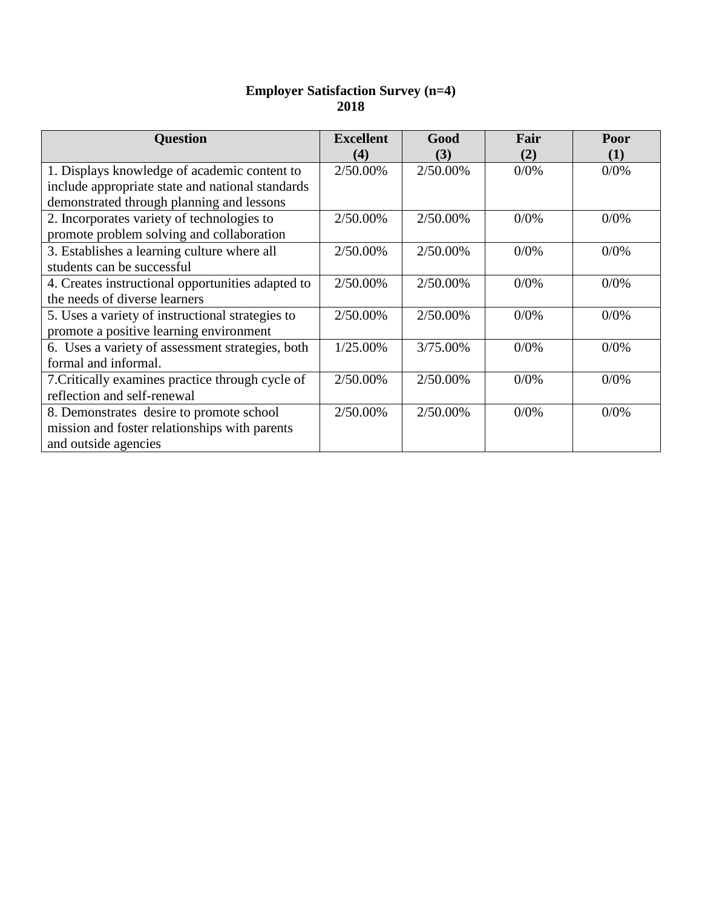**Employer Satisfaction Survey (n=4)**
**2018**

| Question | Excellent (4) | Good (3) | Fair (2) | Poor (1) |
|---|---|---|---|---|
| 1. Displays knowledge of academic content to include appropriate state and national standards demonstrated through planning and lessons | 2/50.00% | 2/50.00% | 0/0% | 0/0% |
| 2. Incorporates variety of technologies to promote problem solving and collaboration | 2/50.00% | 2/50.00% | 0/0% | 0/0% |
| 3. Establishes a learning culture where all students can be successful | 2/50.00% | 2/50.00% | 0/0% | 0/0% |
| 4. Creates instructional opportunities adapted to the needs of diverse learners | 2/50.00% | 2/50.00% | 0/0% | 0/0% |
| 5. Uses a variety of instructional strategies to promote a positive learning environment | 2/50.00% | 2/50.00% | 0/0% | 0/0% |
| 6. Uses a variety of assessment strategies, both formal and informal. | 1/25.00% | 3/75.00% | 0/0% | 0/0% |
| 7.Critically examines practice through cycle of reflection and self-renewal | 2/50.00% | 2/50.00% | 0/0% | 0/0% |
| 8. Demonstrates desire to promote school mission and foster relationships with parents and outside agencies | 2/50.00% | 2/50.00% | 0/0% | 0/0% |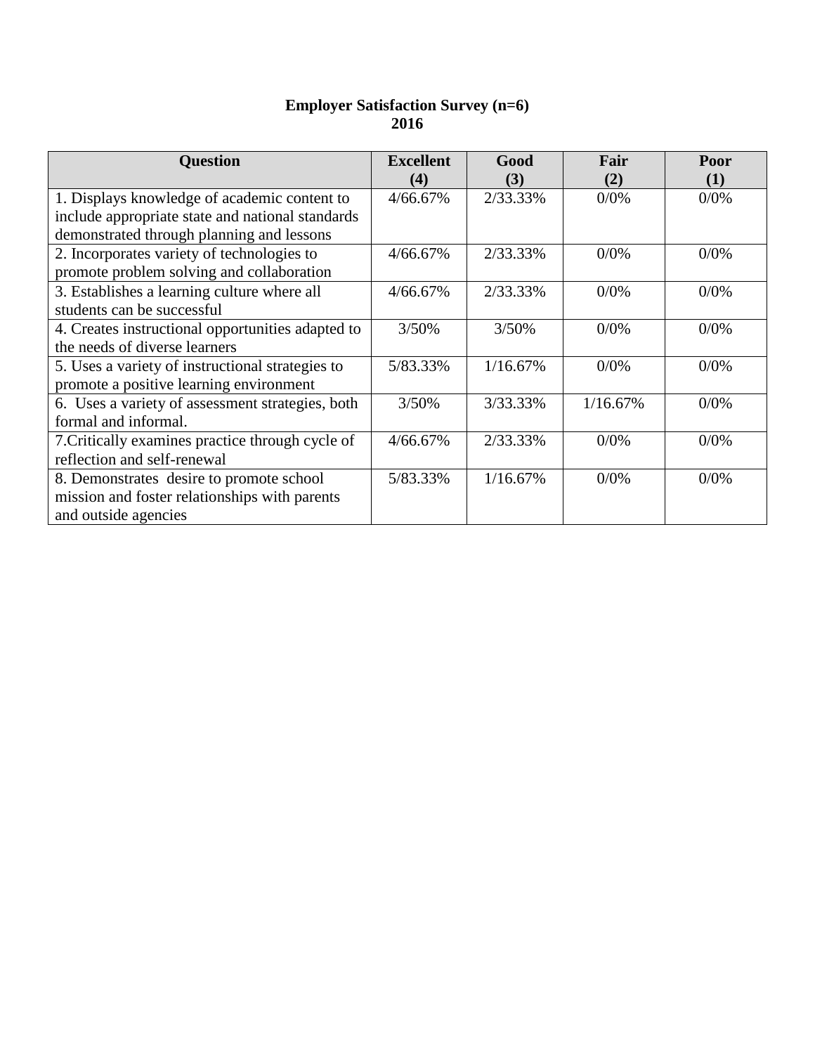**Employer Satisfaction Survey (n=6)**
**2016**

| Question | Excellent (4) | Good (3) | Fair (2) | Poor (1) |
|---|---|---|---|---|
| 1. Displays knowledge of academic content to include appropriate state and national standards demonstrated through planning and lessons | 4/66.67% | 2/33.33% | 0/0% | 0/0% |
| 2. Incorporates variety of technologies to promote problem solving and collaboration | 4/66.67% | 2/33.33% | 0/0% | 0/0% |
| 3. Establishes a learning culture where all students can be successful | 4/66.67% | 2/33.33% | 0/0% | 0/0% |
| 4. Creates instructional opportunities adapted to the needs of diverse learners | 3/50% | 3/50% | 0/0% | 0/0% |
| 5. Uses a variety of instructional strategies to promote a positive learning environment | 5/83.33% | 1/16.67% | 0/0% | 0/0% |
| 6. Uses a variety of assessment strategies, both formal and informal. | 3/50% | 3/33.33% | 1/16.67% | 0/0% |
| 7.Critically examines practice through cycle of reflection and self-renewal | 4/66.67% | 2/33.33% | 0/0% | 0/0% |
| 8. Demonstrates desire to promote school mission and foster relationships with parents and outside agencies | 5/83.33% | 1/16.67% | 0/0% | 0/0% |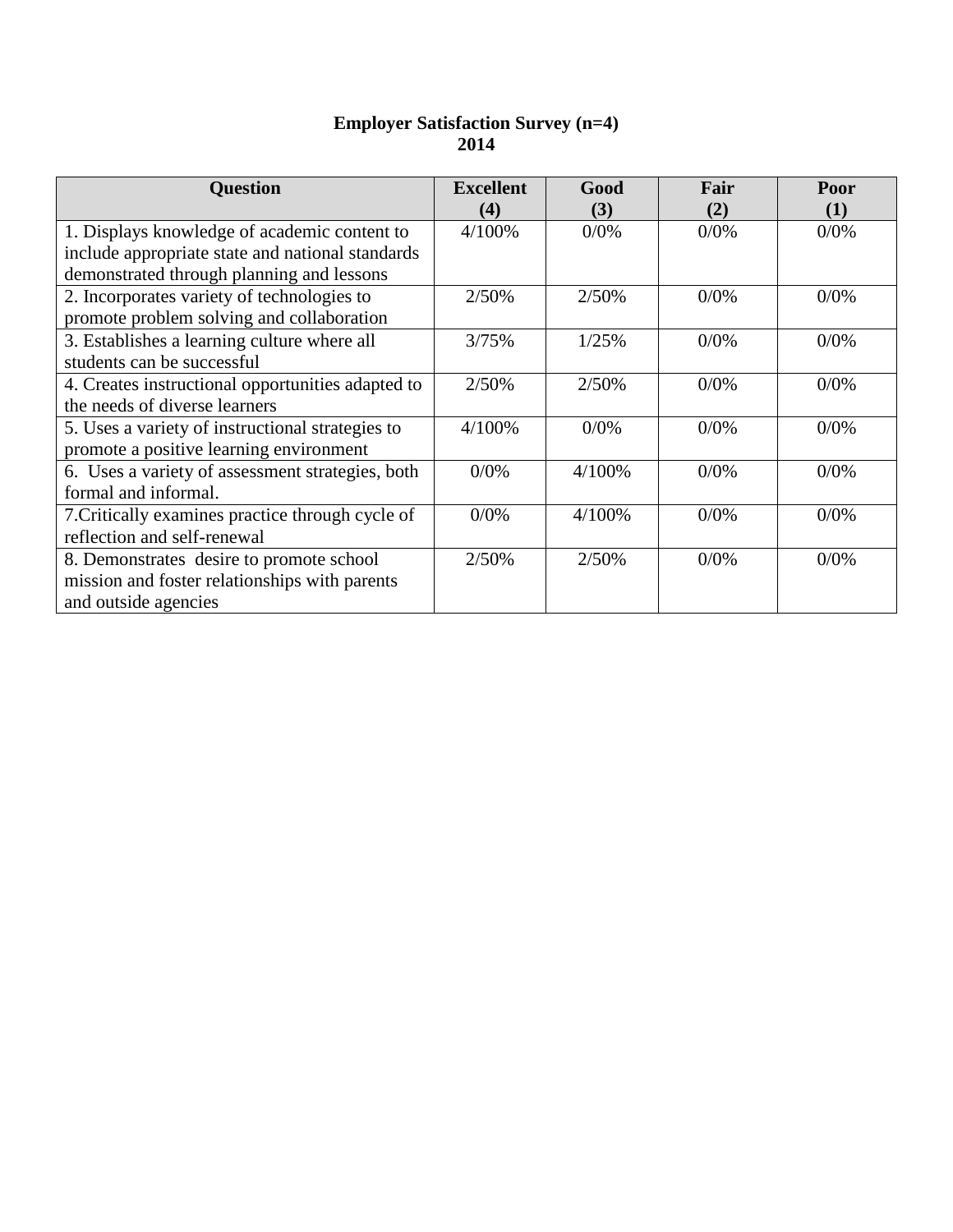**Employer Satisfaction Survey (n=4)**
**2014**

| Question | Excellent (4) | Good (3) | Fair (2) | Poor (1) |
|---|---|---|---|---|
| 1. Displays knowledge of academic content to include appropriate state and national standards demonstrated through planning and lessons | 4/100% | 0/0% | 0/0% | 0/0% |
| 2. Incorporates variety of technologies to promote problem solving and collaboration | 2/50% | 2/50% | 0/0% | 0/0% |
| 3. Establishes a learning culture where all students can be successful | 3/75% | 1/25% | 0/0% | 0/0% |
| 4. Creates instructional opportunities adapted to the needs of diverse learners | 2/50% | 2/50% | 0/0% | 0/0% |
| 5. Uses a variety of instructional strategies to promote a positive learning environment | 4/100% | 0/0% | 0/0% | 0/0% |
| 6. Uses a variety of assessment strategies, both formal and informal. | 0/0% | 4/100% | 0/0% | 0/0% |
| 7.Critically examines practice through cycle of reflection and self-renewal | 0/0% | 4/100% | 0/0% | 0/0% |
| 8. Demonstrates desire to promote school mission and foster relationships with parents and outside agencies | 2/50% | 2/50% | 0/0% | 0/0% |